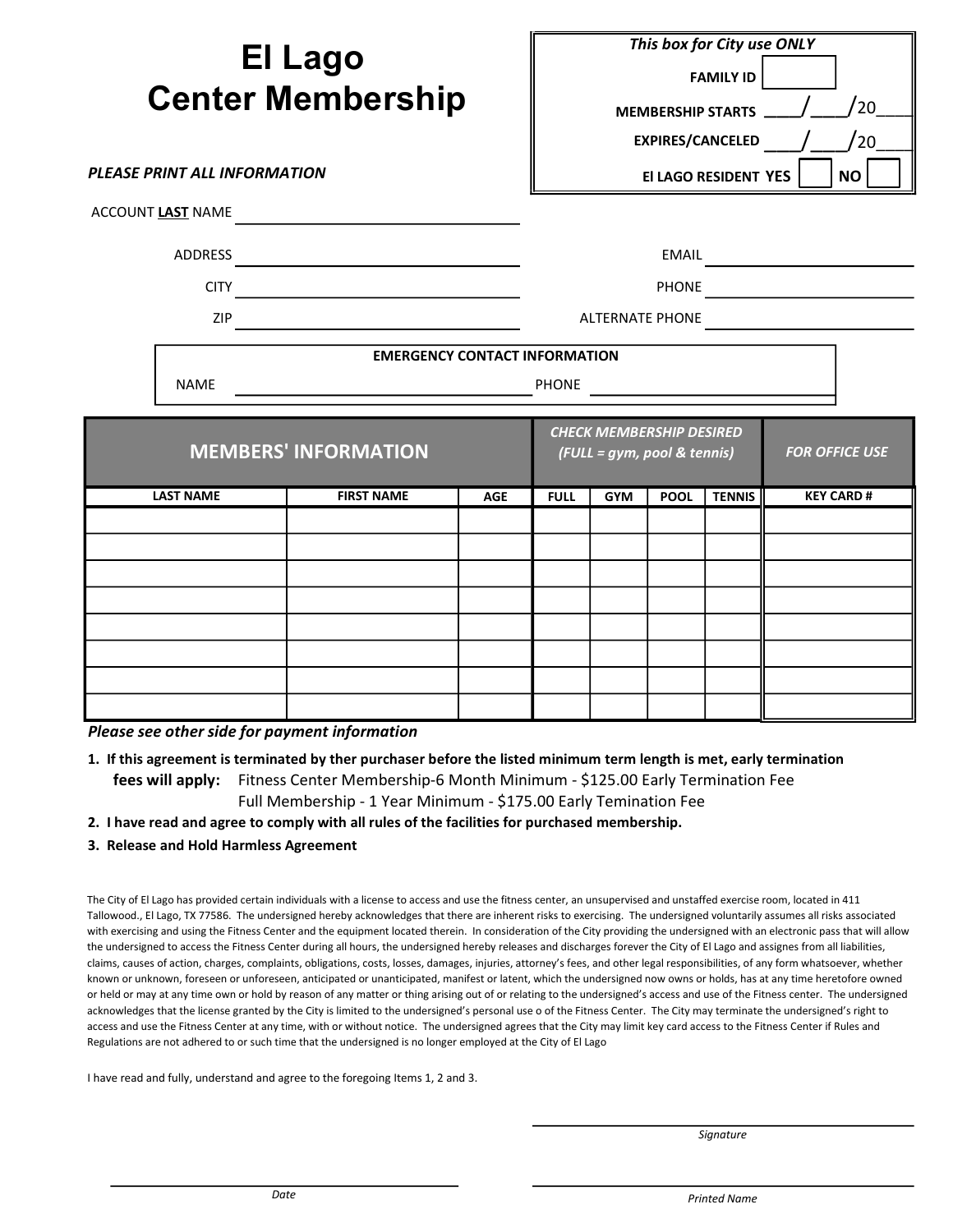# El Lago
# Center Membership

| This box for City use ONLY | |
|---|---|
| FAMILY ID | |
| MEMBERSHIP STARTS | ____/____/20____ |
| EXPIRES/CANCELED | ____/____/20____ |
| El LAGO RESIDENT | YES ☐ NO ☐ |

***PLEASE PRINT ALL INFORMATION***

ACCOUNT **LAST** NAME ______________________________

ADDRESS ______________________________ EMAIL ______________________________

CITY ______________________________ PHONE ______________________________

ZIP ______________________________ ALTERNATE PHONE ______________________________

**EMERGENCY CONTACT INFORMATION**

NAME ______________________________ PHONE ______________________________

| MEMBERS' INFORMATION | | | CHECK MEMBERSHIP DESIRED (FULL = gym, pool & tennis) | | | | FOR OFFICE USE |
|---|---|---|---|---|---|---|---|
| LAST NAME | FIRST NAME | AGE | FULL | GYM | POOL | TENNIS | KEY CARD # |
| | | | | | | | |
| | | | | | | | |
| | | | | | | | |
| | | | | | | | |
| | | | | | | | |
| | | | | | | | |
| | | | | | | | |
| | | | | | | | |

***Please see other side for payment information***

1. **If this agreement is terminated by ther purchaser before the listed minimum term length is met, early termination fees will apply:** Fitness Center Membership-6 Month Minimum - $125.00 Early Termination Fee
   Full Membership - 1 Year Minimum - $175.00 Early Temination Fee
2. **I have read and agree to comply with all rules of the facilities for purchased membership.**
3. **Release and Hold Harmless Agreement**

The City of El Lago has provided certain individuals with a license to access and use the fitness center, an unsupervised and unstaffed exercise room, located in 411 Tallowood., El Lago, TX 77586. The undersigned hereby acknowledges that there are inherent risks to exercising. The undersigned voluntarily assumes all risks associated with exercising and using the Fitness Center and the equipment located therein. In consideration of the City providing the undersigned with an electronic pass that will allow the undersigned to access the Fitness Center during all hours, the undersigned hereby releases and discharges forever the City of El Lago and assignes from all liabilities, claims, causes of action, charges, complaints, obligations, costs, losses, damages, injuries, attorney's fees, and other legal responsibilities, of any form whatsoever, whether known or unknown, foreseen or unforeseen, anticipated or unanticipated, manifest or latent, which the undersigned now owns or holds, has at any time heretofore owned or held or may at any time own or hold by reason of any matter or thing arising out of or relating to the undersigned's access and use of the Fitness center. The undersigned acknowledges that the license granted by the City is limited to the undersigned's personal use o of the Fitness Center. The City may terminate the undersigned's right to access and use the Fitness Center at any time, with or without notice. The undersigned agrees that the City may limit key card access to the Fitness Center if Rules and Regulations are not adhered to or such time that the undersigned is no longer employed at the City of El Lago

I have read and fully, understand and agree to the foregoing Items 1, 2 and 3.

______________________________
*Signature*

______________________________ ______________________________
*Date* *Printed Name*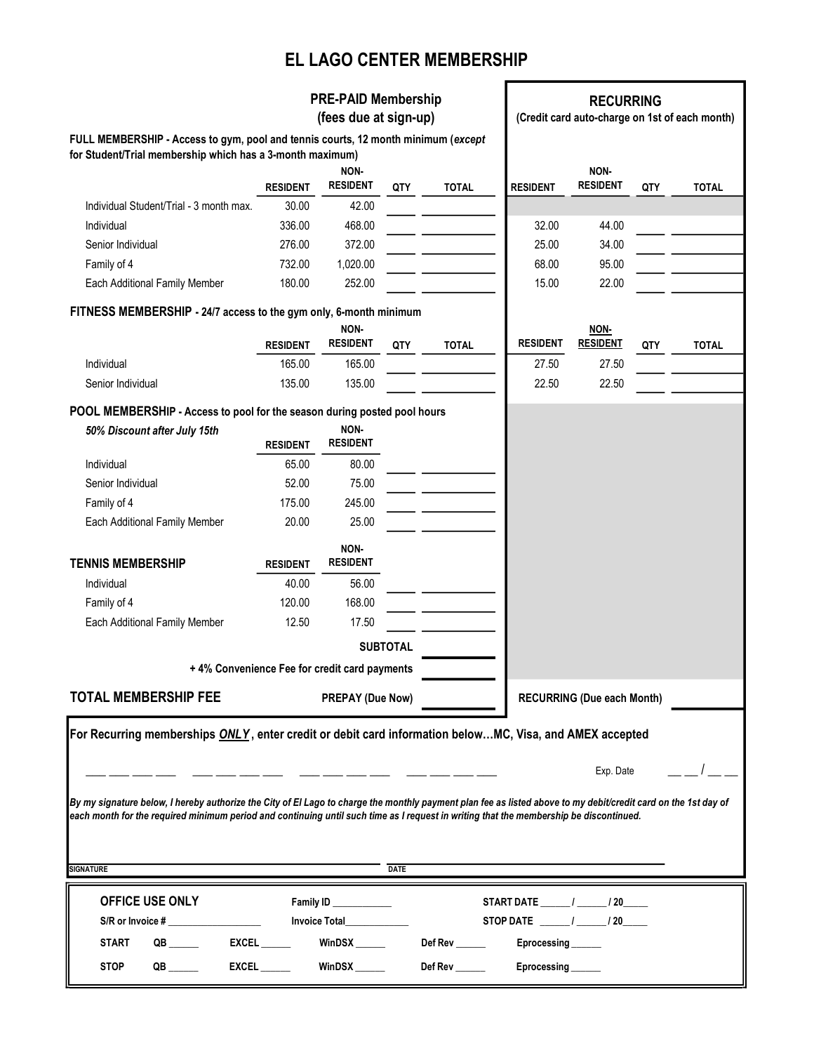# EL LAGO CENTER MEMBERSHIP

| | PRE-PAID Membership (fees due at sign-up) | | | | RECURRING (Credit card auto-charge on 1st of each month) | | | |
|---|---|---|---|---|---|---|---|---|
| **FULL MEMBERSHIP - Access to gym, pool and tennis courts, 12 month minimum (*except* for Student/Trial membership which has a 3-month maximum)** | RESIDENT | NON-RESIDENT | QTY | TOTAL | RESIDENT | NON-RESIDENT | QTY | TOTAL |
| Individual Student/Trial - 3 month max. | 30.00 | 42.00 | ____ | ________ | | | | |
| Individual | 336.00 | 468.00 | ____ | ________ | 32.00 | 44.00 | ____ | ________ |
| Senior Individual | 276.00 | 372.00 | ____ | ________ | 25.00 | 34.00 | ____ | ________ |
| Family of 4 | 732.00 | 1,020.00 | ____ | ________ | 68.00 | 95.00 | ____ | ________ |
| Each Additional Family Member | 180.00 | 252.00 | ____ | ________ | 15.00 | 22.00 | ____ | ________ |
| **FITNESS MEMBERSHIP - 24/7 access to the gym only, 6-month minimum** | RESIDENT | NON-RESIDENT | QTY | TOTAL | RESIDENT | NON-RESIDENT | QTY | TOTAL |
| Individual | 165.00 | 165.00 | ____ | ________ | 27.50 | 27.50 | ____ | ________ |
| Senior Individual | 135.00 | 135.00 | ____ | ________ | 22.50 | 22.50 | ____ | ________ |
| **POOL MEMBERSHIP - Access to pool for the season during posted pool hours** | | | | | | | | |
| *50% Discount after July 15th* | RESIDENT | NON-RESIDENT | | | | | | |
| Individual | 65.00 | 80.00 | ____ | ________ | | | | |
| Senior Individual | 52.00 | 75.00 | ____ | ________ | | | | |
| Family of 4 | 175.00 | 245.00 | ____ | ________ | | | | |
| Each Additional Family Member | 20.00 | 25.00 | ____ | ________ | | | | |
| **TENNIS MEMBERSHIP** | RESIDENT | NON-RESIDENT | | | | | | |
| Individual | 40.00 | 56.00 | ____ | ________ | | | | |
| Family of 4 | 120.00 | 168.00 | ____ | ________ | | | | |
| Each Additional Family Member | 12.50 | 17.50 | ____ | ________ | | | | |
| | | | SUBTOTAL | ________ | | | | |
| | + 4% Convenience Fee for credit card payments | | | ________ | | | | |
| **TOTAL MEMBERSHIP FEE** | | PREPAY (Due Now) | | ________ | RECURRING (Due each Month) | | | ________ |

**For Recurring memberships *ONLY*, enter credit or debit card information below…MC, Visa, and AMEX accepted**

___ ___ ___ ___ &nbsp; ___ ___ ___ ___ &nbsp; ___ ___ ___ ___ &nbsp; ___ ___ ___ ___ &nbsp;&nbsp;&nbsp; Exp. Date __ __ / __ __

*By my signature below, I hereby authorize the City of El Lago to charge the monthly payment plan fee as listed above to my debit/credit card on the 1st day of each month for the required minimum period and continuing until such time as I request in writing that the membership be discontinued.*

SIGNATURE ______________________________ DATE ______________________________

**OFFICE USE ONLY**

S/R or Invoice # __________________ &nbsp; Family ID ___________ &nbsp; Invoice Total____________

START DATE ______ / ______ / 20_____

STOP DATE ______ / ______ / 20_____

| | | | | | |
|---|---|---|---|---|---|
| START | QB ______ | EXCEL ______ | WinDSX ______ | Def Rev ______ | Eprocessing ______ |
| STOP | QB ______ | EXCEL ______ | WinDSX ______ | Def Rev ______ | Eprocessing ______ |